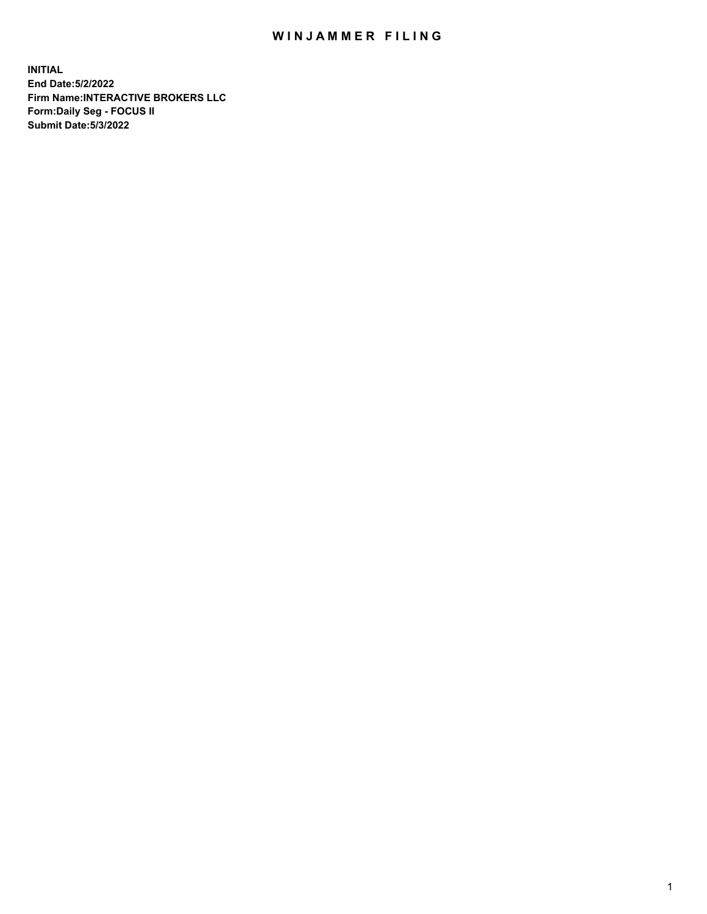# WINJAMMER FILING

**INITIAL**
**End Date:5/2/2022**
**Firm Name:INTERACTIVE BROKERS LLC**
**Form:Daily Seg - FOCUS II**
**Submit Date:5/3/2022**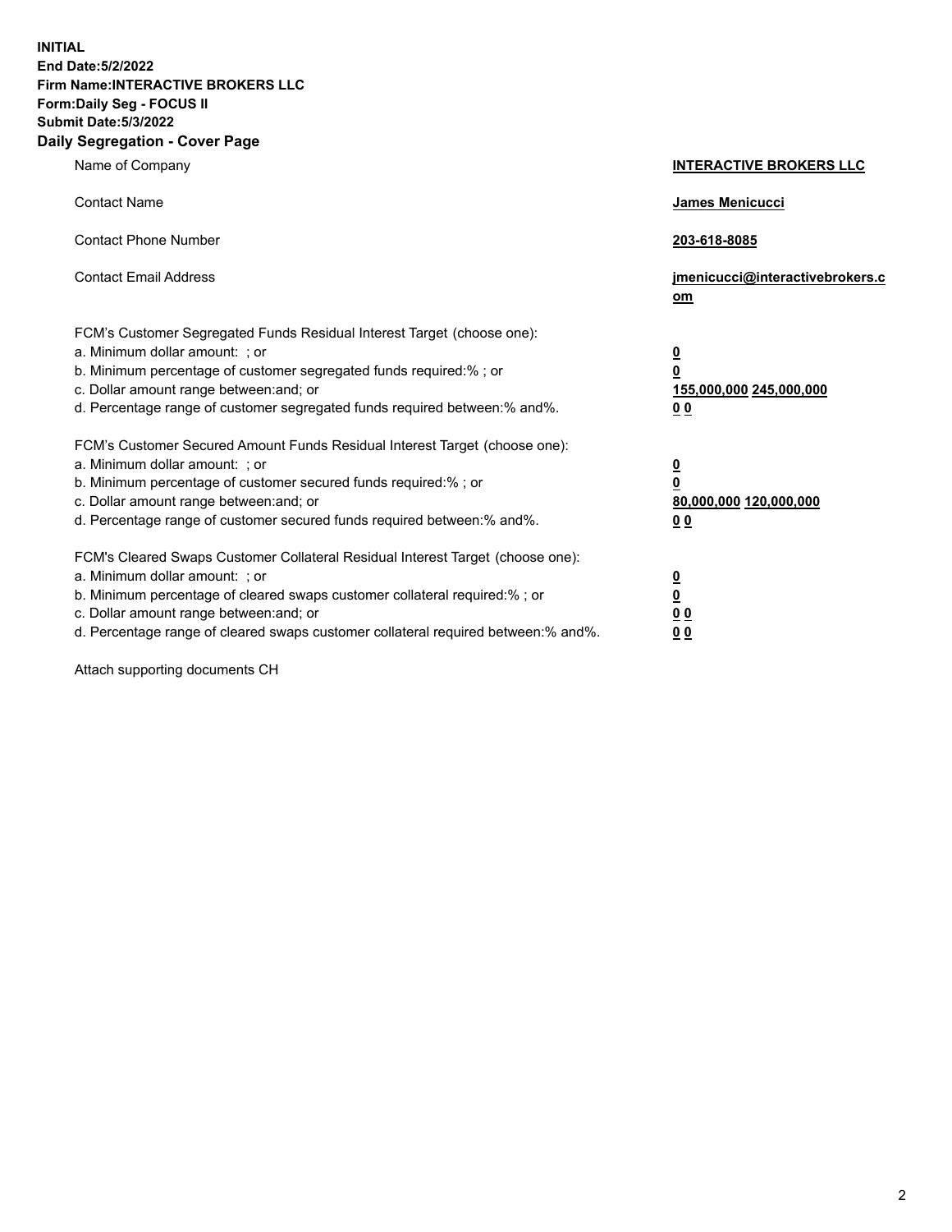**INITIAL**
**End Date:5/2/2022**
**Firm Name:INTERACTIVE BROKERS LLC**
**Form:Daily Seg - FOCUS II**
**Submit Date:5/3/2022**

## Daily Segregation - Cover Page

| | |
|---|---|
| Name of Company | **INTERACTIVE BROKERS LLC** |
| Contact Name | **James Menicucci** |
| Contact Phone Number | **203-618-8085** |
| Contact Email Address | **jmenicucci@interactivebrokers.com** |

FCM's Customer Segregated Funds Residual Interest Target (choose one):

| | |
|---|---|
| a. Minimum dollar amount: ; or | **0** |
| b. Minimum percentage of customer segregated funds required:% ; or | **0** |
| c. Dollar amount range between:and; or | **155,000,000 245,000,000** |
| d. Percentage range of customer segregated funds required between:% and%. | **0 0** |

FCM's Customer Secured Amount Funds Residual Interest Target (choose one):

| | |
|---|---|
| a. Minimum dollar amount: ; or | **0** |
| b. Minimum percentage of customer secured funds required:% ; or | **0** |
| c. Dollar amount range between:and; or | **80,000,000 120,000,000** |
| d. Percentage range of customer secured funds required between:% and%. | **0 0** |

FCM's Cleared Swaps Customer Collateral Residual Interest Target (choose one):

| | |
|---|---|
| a. Minimum dollar amount: ; or | **0** |
| b. Minimum percentage of cleared swaps customer collateral required:% ; or | **0** |
| c. Dollar amount range between:and; or | **0 0** |
| d. Percentage range of cleared swaps customer collateral required between:% and%. | **0 0** |

Attach supporting documents CH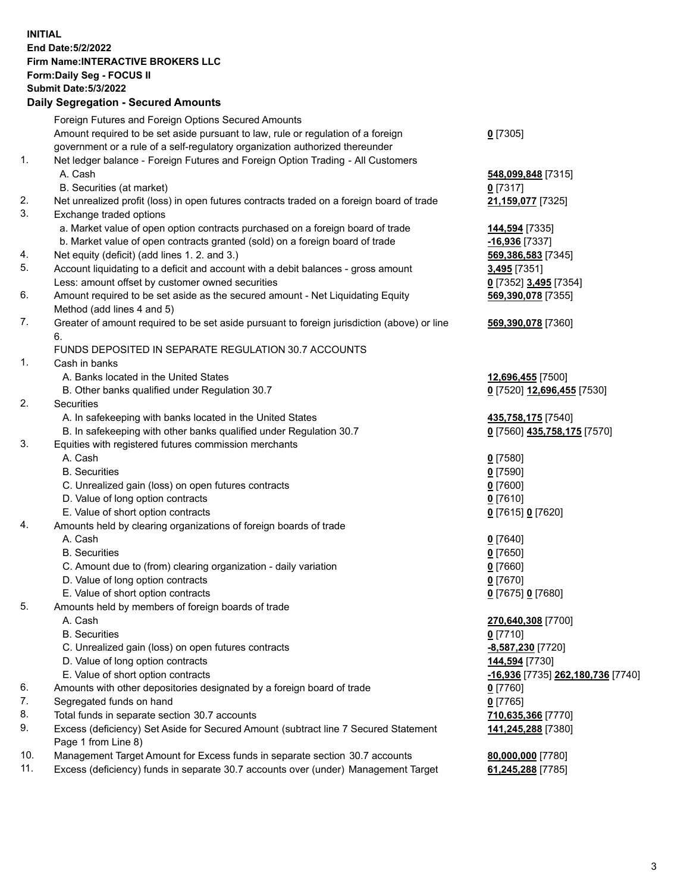**INITIAL**
**End Date:5/2/2022**
**Firm Name:INTERACTIVE BROKERS LLC**
**Form:Daily Seg - FOCUS II**
**Submit Date:5/3/2022**

## Daily Segregation - Secured Amounts

| | | |
|---|---|---|
| | Foreign Futures and Foreign Options Secured Amounts | |
| | Amount required to be set aside pursuant to law, rule or regulation of a foreign government or a rule of a self-regulatory organization authorized thereunder | **0** [7305] |
| 1. | Net ledger balance - Foreign Futures and Foreign Option Trading - All Customers | |
| | A. Cash | **548,099,848** [7315] |
| | B. Securities (at market) | **0** [7317] |
| 2. | Net unrealized profit (loss) in open futures contracts traded on a foreign board of trade | **21,159,077** [7325] |
| 3. | Exchange traded options | |
| | a. Market value of open option contracts purchased on a foreign board of trade | **144,594** [7335] |
| | b. Market value of open contracts granted (sold) on a foreign board of trade | **-16,936** [7337] |
| 4. | Net equity (deficit) (add lines 1. 2. and 3.) | **569,386,583** [7345] |
| 5. | Account liquidating to a deficit and account with a debit balances - gross amount | **3,495** [7351] |
| | Less: amount offset by customer owned securities | **0** [7352] **3,495** [7354] |
| 6. | Amount required to be set aside as the secured amount - Net Liquidating Equity Method (add lines 4 and 5) | **569,390,078** [7355] |
| 7. | Greater of amount required to be set aside pursuant to foreign jurisdiction (above) or line 6. | **569,390,078** [7360] |
| | FUNDS DEPOSITED IN SEPARATE REGULATION 30.7 ACCOUNTS | |
| 1. | Cash in banks | |
| | A. Banks located in the United States | **12,696,455** [7500] |
| | B. Other banks qualified under Regulation 30.7 | **0** [7520] **12,696,455** [7530] |
| 2. | Securities | |
| | A. In safekeeping with banks located in the United States | **435,758,175** [7540] |
| | B. In safekeeping with other banks qualified under Regulation 30.7 | **0** [7560] **435,758,175** [7570] |
| 3. | Equities with registered futures commission merchants | |
| | A. Cash | **0** [7580] |
| | B. Securities | **0** [7590] |
| | C. Unrealized gain (loss) on open futures contracts | **0** [7600] |
| | D. Value of long option contracts | **0** [7610] |
| | E. Value of short option contracts | **0** [7615] **0** [7620] |
| 4. | Amounts held by clearing organizations of foreign boards of trade | |
| | A. Cash | **0** [7640] |
| | B. Securities | **0** [7650] |
| | C. Amount due to (from) clearing organization - daily variation | **0** [7660] |
| | D. Value of long option contracts | **0** [7670] |
| | E. Value of short option contracts | **0** [7675] **0** [7680] |
| 5. | Amounts held by members of foreign boards of trade | |
| | A. Cash | **270,640,308** [7700] |
| | B. Securities | **0** [7710] |
| | C. Unrealized gain (loss) on open futures contracts | **-8,587,230** [7720] |
| | D. Value of long option contracts | **144,594** [7730] |
| | E. Value of short option contracts | **-16,936** [7735] **262,180,736** [7740] |
| 6. | Amounts with other depositories designated by a foreign board of trade | **0** [7760] |
| 7. | Segregated funds on hand | **0** [7765] |
| 8. | Total funds in separate section 30.7 accounts | **710,635,366** [7770] |
| 9. | Excess (deficiency) Set Aside for Secured Amount (subtract line 7 Secured Statement Page 1 from Line 8) | **141,245,288** [7380] |
| 10. | Management Target Amount for Excess funds in separate section 30.7 accounts | **80,000,000** [7780] |
| 11. | Excess (deficiency) funds in separate 30.7 accounts over (under) Management Target | **61,245,288** [7785] |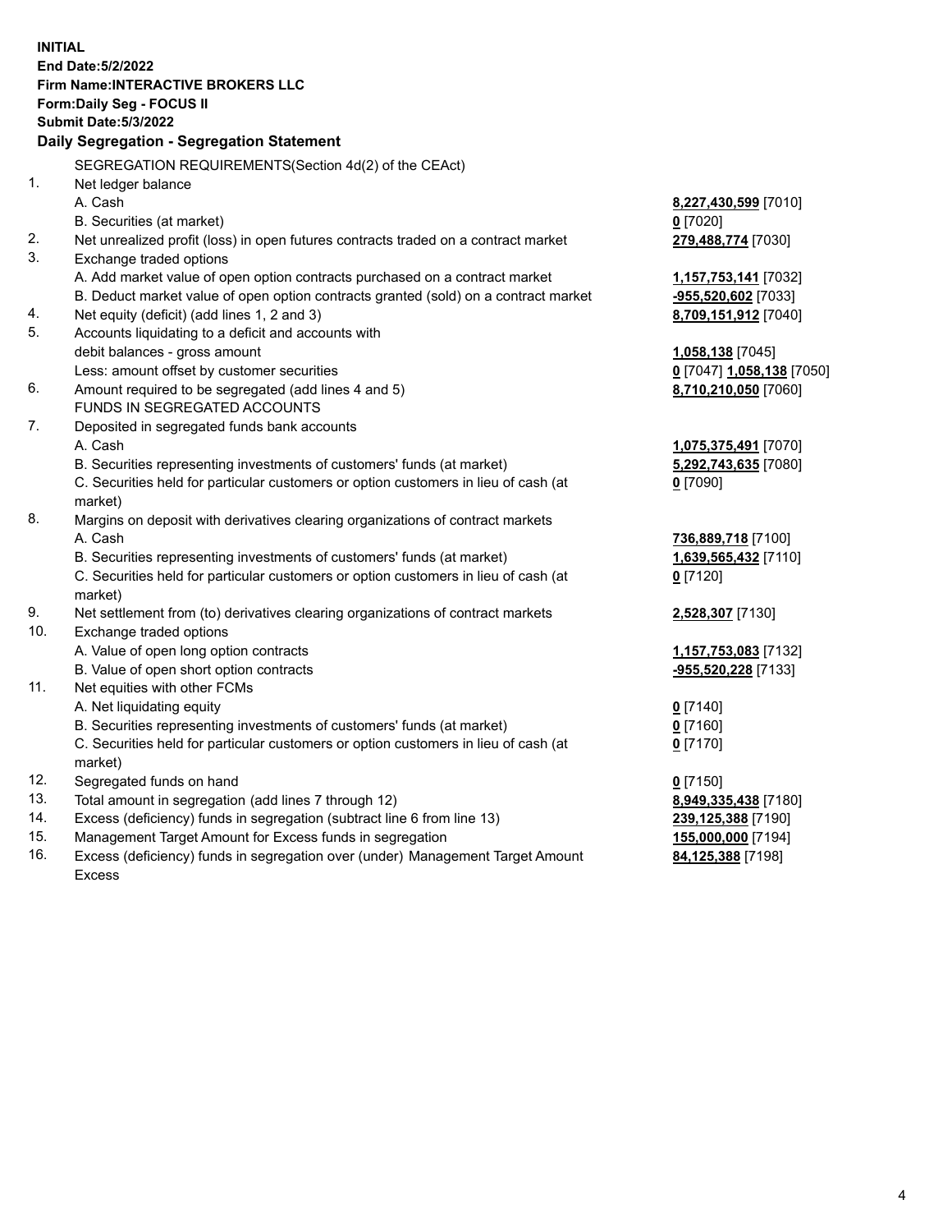**INITIAL**
**End Date:5/2/2022**
**Firm Name:INTERACTIVE BROKERS LLC**
**Form:Daily Seg - FOCUS II**
**Submit Date:5/3/2022**

**Daily Segregation - Segregation Statement**

| | | |
|---|---|---|
| | SEGREGATION REQUIREMENTS(Section 4d(2) of the CEAct) | |
| 1. | Net ledger balance | |
| | A. Cash | **8,227,430,599** [7010] |
| | B. Securities (at market) | **0** [7020] |
| 2. | Net unrealized profit (loss) in open futures contracts traded on a contract market | **279,488,774** [7030] |
| 3. | Exchange traded options | |
| | A. Add market value of open option contracts purchased on a contract market | **1,157,753,141** [7032] |
| | B. Deduct market value of open option contracts granted (sold) on a contract market | **-955,520,602** [7033] |
| 4. | Net equity (deficit) (add lines 1, 2 and 3) | **8,709,151,912** [7040] |
| 5. | Accounts liquidating to a deficit and accounts with | |
| | debit balances - gross amount | **1,058,138** [7045] |
| | Less: amount offset by customer securities | **0** [7047] **1,058,138** [7050] |
| 6. | Amount required to be segregated (add lines 4 and 5) | **8,710,210,050** [7060] |
| | FUNDS IN SEGREGATED ACCOUNTS | |
| 7. | Deposited in segregated funds bank accounts | |
| | A. Cash | **1,075,375,491** [7070] |
| | B. Securities representing investments of customers' funds (at market) | **5,292,743,635** [7080] |
| | C. Securities held for particular customers or option customers in lieu of cash (at market) | **0** [7090] |
| 8. | Margins on deposit with derivatives clearing organizations of contract markets | |
| | A. Cash | **736,889,718** [7100] |
| | B. Securities representing investments of customers' funds (at market) | **1,639,565,432** [7110] |
| | C. Securities held for particular customers or option customers in lieu of cash (at market) | **0** [7120] |
| 9. | Net settlement from (to) derivatives clearing organizations of contract markets | **2,528,307** [7130] |
| 10. | Exchange traded options | |
| | A. Value of open long option contracts | **1,157,753,083** [7132] |
| | B. Value of open short option contracts | **-955,520,228** [7133] |
| 11. | Net equities with other FCMs | |
| | A. Net liquidating equity | **0** [7140] |
| | B. Securities representing investments of customers' funds (at market) | **0** [7160] |
| | C. Securities held for particular customers or option customers in lieu of cash (at market) | **0** [7170] |
| 12. | Segregated funds on hand | **0** [7150] |
| 13. | Total amount in segregation (add lines 7 through 12) | **8,949,335,438** [7180] |
| 14. | Excess (deficiency) funds in segregation (subtract line 6 from line 13) | **239,125,388** [7190] |
| 15. | Management Target Amount for Excess funds in segregation | **155,000,000** [7194] |
| 16. | Excess (deficiency) funds in segregation over (under) Management Target Amount Excess | **84,125,388** [7198] |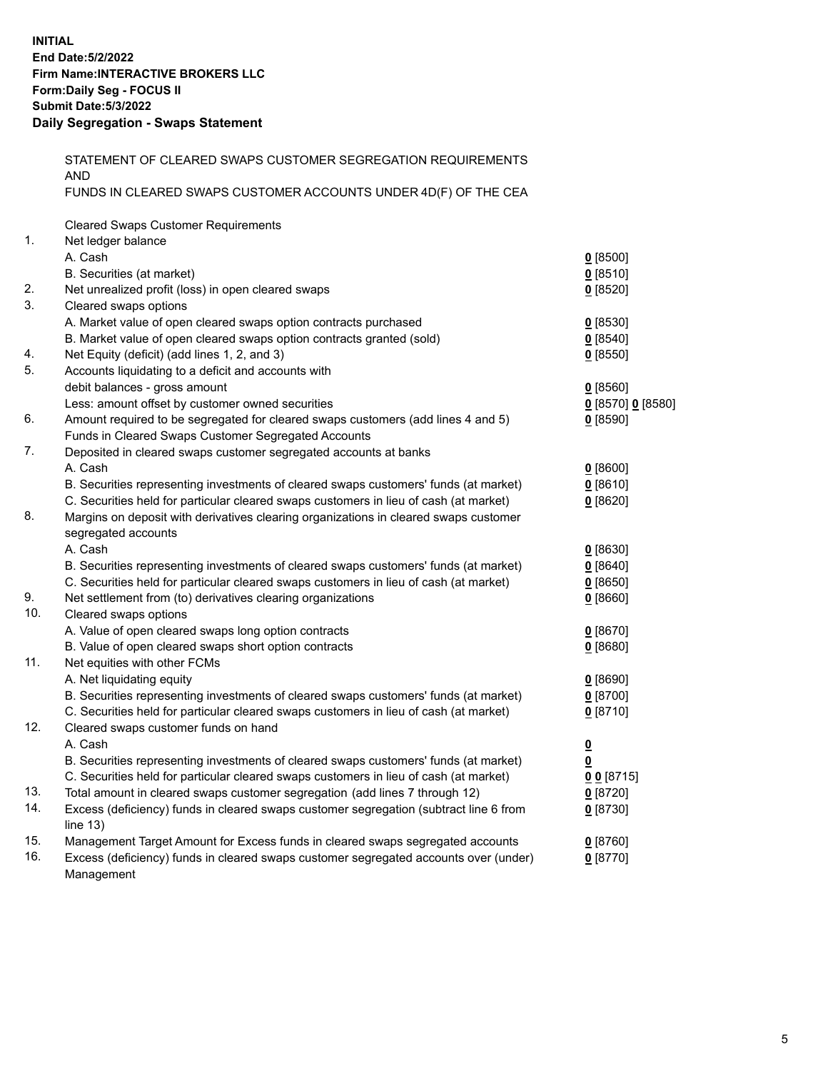**INITIAL**
**End Date:5/2/2022**
**Firm Name:INTERACTIVE BROKERS LLC**
**Form:Daily Seg - FOCUS II**
**Submit Date:5/3/2022**
**Daily Segregation - Swaps Statement**

STATEMENT OF CLEARED SWAPS CUSTOMER SEGREGATION REQUIREMENTS AND FUNDS IN CLEARED SWAPS CUSTOMER ACCOUNTS UNDER 4D(F) OF THE CEA

| | | |
|---|---|---|
| | Cleared Swaps Customer Requirements | |
| 1. | Net ledger balance | |
| | A. Cash | 0 [8500] |
| | B. Securities (at market) | 0 [8510] |
| 2. | Net unrealized profit (loss) in open cleared swaps | 0 [8520] |
| 3. | Cleared swaps options | |
| | A. Market value of open cleared swaps option contracts purchased | 0 [8530] |
| | B. Market value of open cleared swaps option contracts granted (sold) | 0 [8540] |
| 4. | Net Equity (deficit) (add lines 1, 2, and 3) | 0 [8550] |
| 5. | Accounts liquidating to a deficit and accounts with debit balances - gross amount | 0 [8560] |
| | Less: amount offset by customer owned securities | 0 [8570] 0 [8580] |
| 6. | Amount required to be segregated for cleared swaps customers (add lines 4 and 5) | 0 [8590] |
| | Funds in Cleared Swaps Customer Segregated Accounts | |
| 7. | Deposited in cleared swaps customer segregated accounts at banks | |
| | A. Cash | 0 [8600] |
| | B. Securities representing investments of cleared swaps customers' funds (at market) | 0 [8610] |
| | C. Securities held for particular cleared swaps customers in lieu of cash (at market) | 0 [8620] |
| 8. | Margins on deposit with derivatives clearing organizations in cleared swaps customer segregated accounts | |
| | A. Cash | 0 [8630] |
| | B. Securities representing investments of cleared swaps customers' funds (at market) | 0 [8640] |
| | C. Securities held for particular cleared swaps customers in lieu of cash (at market) | 0 [8650] |
| 9. | Net settlement from (to) derivatives clearing organizations | 0 [8660] |
| 10. | Cleared swaps options | |
| | A. Value of open cleared swaps long option contracts | 0 [8670] |
| | B. Value of open cleared swaps short option contracts | 0 [8680] |
| 11. | Net equities with other FCMs | |
| | A. Net liquidating equity | 0 [8690] |
| | B. Securities representing investments of cleared swaps customers' funds (at market) | 0 [8700] |
| | C. Securities held for particular cleared swaps customers in lieu of cash (at market) | 0 [8710] |
| 12. | Cleared swaps customer funds on hand | |
| | A. Cash | 0 |
| | B. Securities representing investments of cleared swaps customers' funds (at market) | 0 |
| | C. Securities held for particular cleared swaps customers in lieu of cash (at market) | 0 0 [8715] |
| 13. | Total amount in cleared swaps customer segregation (add lines 7 through 12) | 0 [8720] |
| 14. | Excess (deficiency) funds in cleared swaps customer segregation (subtract line 6 from line 13) | 0 [8730] |
| 15. | Management Target Amount for Excess funds in cleared swaps segregated accounts | 0 [8760] |
| 16. | Excess (deficiency) funds in cleared swaps customer segregated accounts over (under) Management | 0 [8770] |